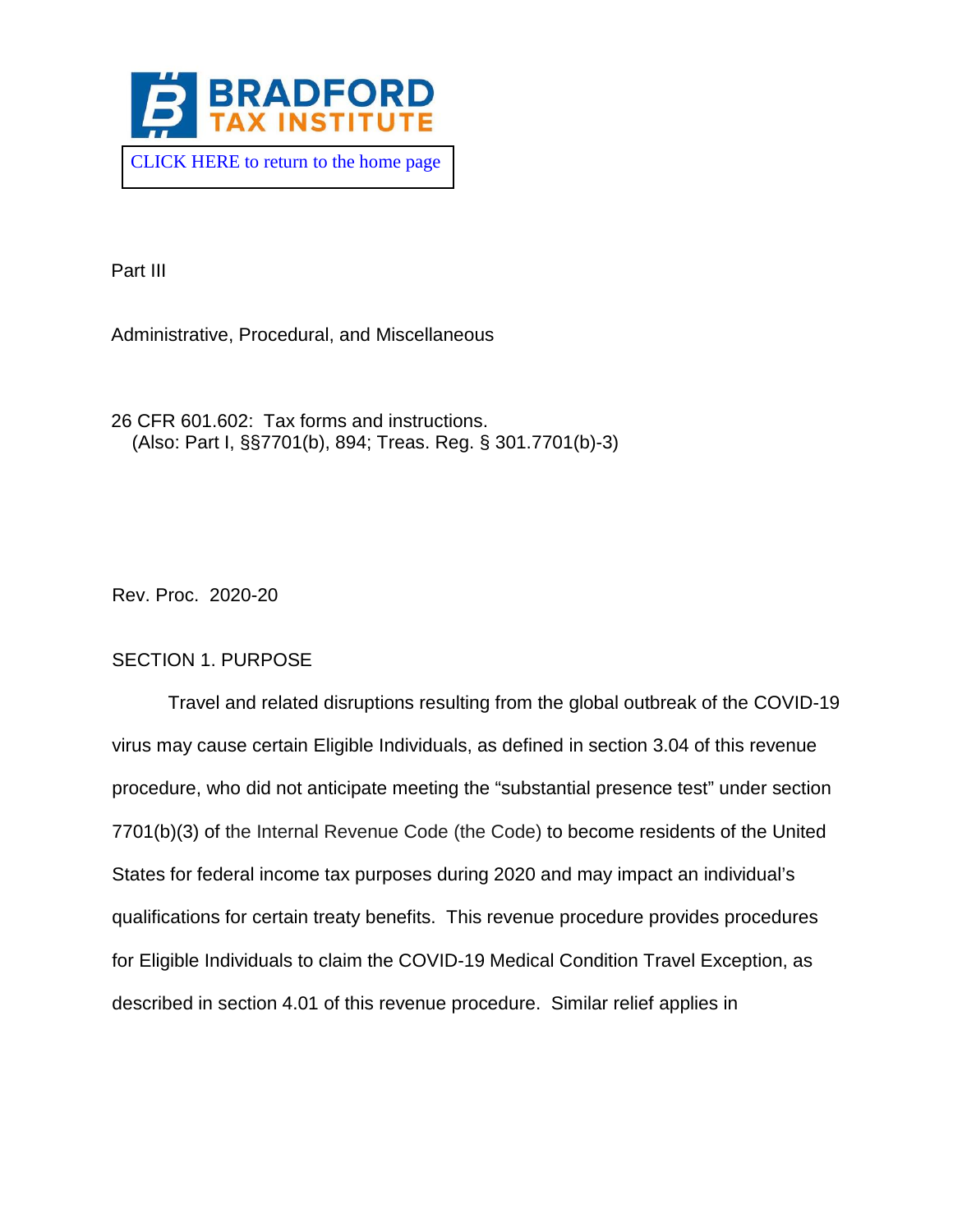CLICK HERE to return to the home page

Part III

Administrative, Procedural, and Miscellaneous

26 CFR 601.602: Tax forms and instructions.
(Also: Part I, §§7701(b), 894; Treas. Reg. § 301.7701(b)-3)

Rev. Proc. 2020-20

SECTION 1. PURPOSE

Travel and related disruptions resulting from the global outbreak of the COVID-19 virus may cause certain Eligible Individuals, as defined in section 3.04 of this revenue procedure, who did not anticipate meeting the "substantial presence test" under section 7701(b)(3) of the Internal Revenue Code (the Code) to become residents of the United States for federal income tax purposes during 2020 and may impact an individual's qualifications for certain treaty benefits. This revenue procedure provides procedures for Eligible Individuals to claim the COVID-19 Medical Condition Travel Exception, as described in section 4.01 of this revenue procedure. Similar relief applies in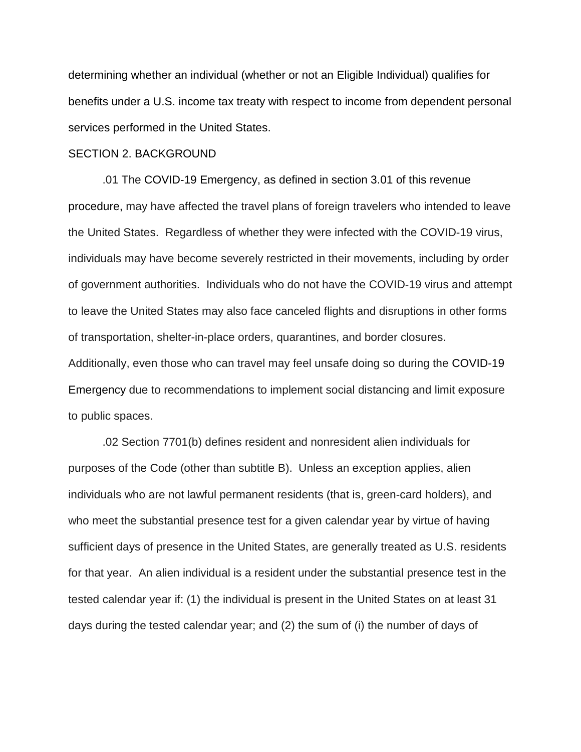determining whether an individual (whether or not an Eligible Individual) qualifies for benefits under a U.S. income tax treaty with respect to income from dependent personal services performed in the United States.

SECTION 2. BACKGROUND

.01 The COVID-19 Emergency, as defined in section 3.01 of this revenue procedure, may have affected the travel plans of foreign travelers who intended to leave the United States. Regardless of whether they were infected with the COVID-19 virus, individuals may have become severely restricted in their movements, including by order of government authorities. Individuals who do not have the COVID-19 virus and attempt to leave the United States may also face canceled flights and disruptions in other forms of transportation, shelter-in-place orders, quarantines, and border closures. Additionally, even those who can travel may feel unsafe doing so during the COVID-19 Emergency due to recommendations to implement social distancing and limit exposure to public spaces.

.02 Section 7701(b) defines resident and nonresident alien individuals for purposes of the Code (other than subtitle B). Unless an exception applies, alien individuals who are not lawful permanent residents (that is, green-card holders), and who meet the substantial presence test for a given calendar year by virtue of having sufficient days of presence in the United States, are generally treated as U.S. residents for that year. An alien individual is a resident under the substantial presence test in the tested calendar year if: (1) the individual is present in the United States on at least 31 days during the tested calendar year; and (2) the sum of (i) the number of days of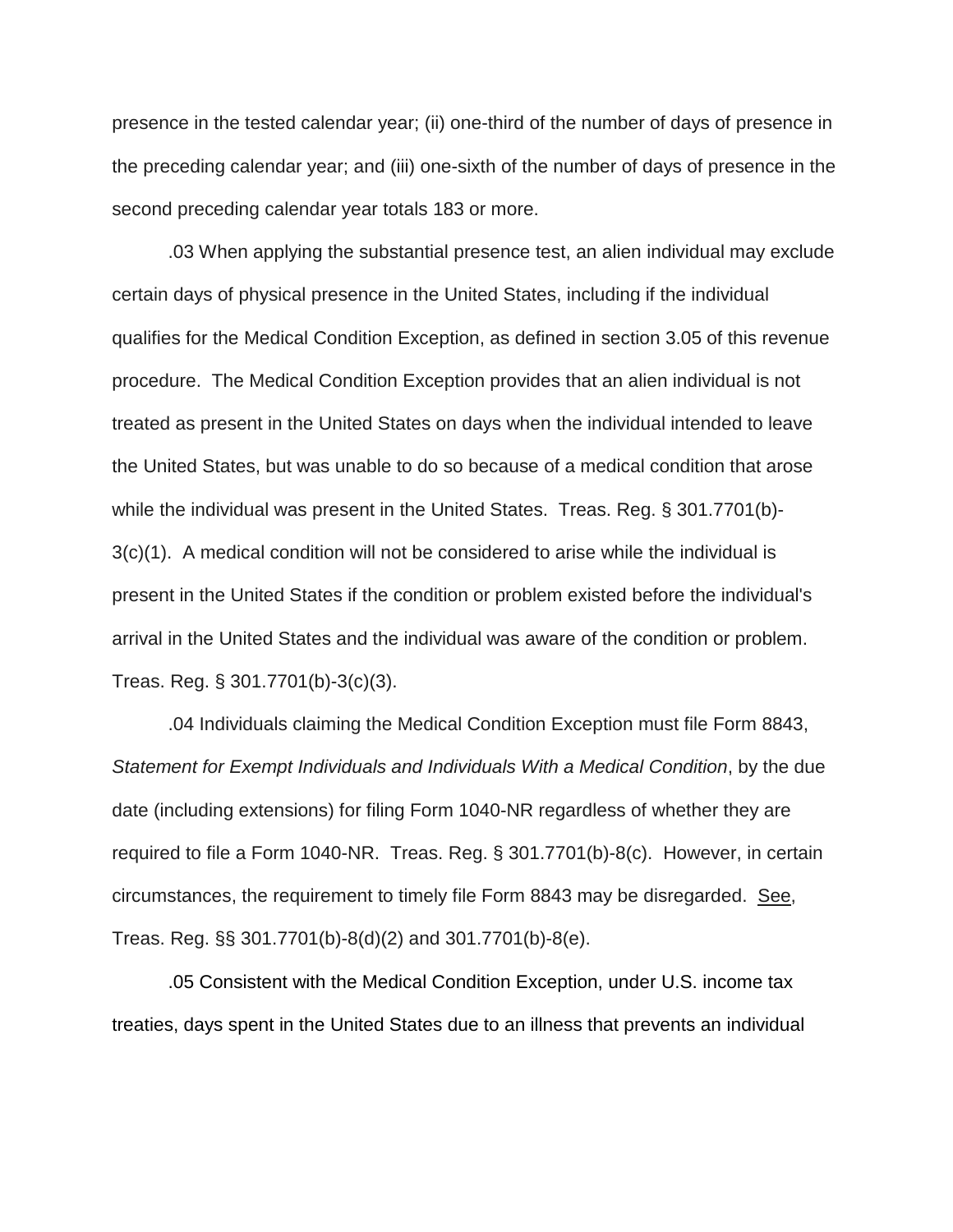presence in the tested calendar year; (ii) one-third of the number of days of presence in the preceding calendar year; and (iii) one-sixth of the number of days of presence in the second preceding calendar year totals 183 or more.

.03 When applying the substantial presence test, an alien individual may exclude certain days of physical presence in the United States, including if the individual qualifies for the Medical Condition Exception, as defined in section 3.05 of this revenue procedure. The Medical Condition Exception provides that an alien individual is not treated as present in the United States on days when the individual intended to leave the United States, but was unable to do so because of a medical condition that arose while the individual was present in the United States. Treas. Reg. § 301.7701(b)-3(c)(1). A medical condition will not be considered to arise while the individual is present in the United States if the condition or problem existed before the individual's arrival in the United States and the individual was aware of the condition or problem. Treas. Reg. § 301.7701(b)-3(c)(3).

.04 Individuals claiming the Medical Condition Exception must file Form 8843, *Statement for Exempt Individuals and Individuals With a Medical Condition*, by the due date (including extensions) for filing Form 1040-NR regardless of whether they are required to file a Form 1040-NR. Treas. Reg. § 301.7701(b)-8(c). However, in certain circumstances, the requirement to timely file Form 8843 may be disregarded. See, Treas. Reg. §§ 301.7701(b)-8(d)(2) and 301.7701(b)-8(e).

.05 Consistent with the Medical Condition Exception, under U.S. income tax treaties, days spent in the United States due to an illness that prevents an individual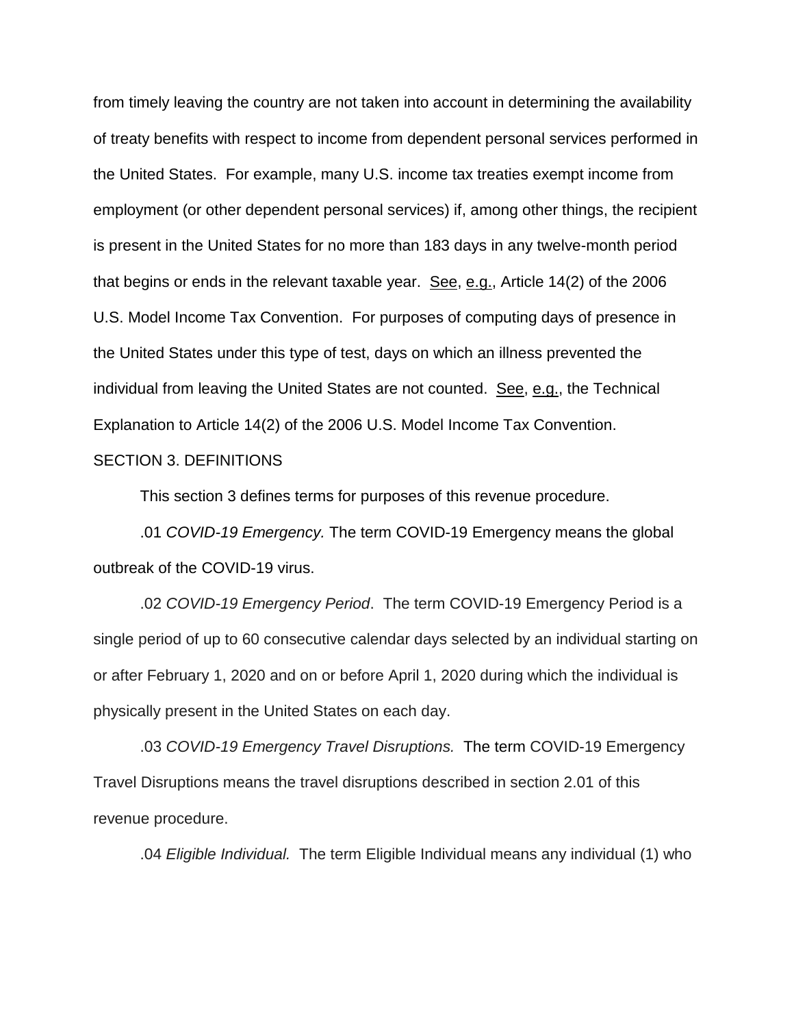from timely leaving the country are not taken into account in determining the availability of treaty benefits with respect to income from dependent personal services performed in the United States. For example, many U.S. income tax treaties exempt income from employment (or other dependent personal services) if, among other things, the recipient is present in the United States for no more than 183 days in any twelve-month period that begins or ends in the relevant taxable year. See, e.g., Article 14(2) of the 2006 U.S. Model Income Tax Convention. For purposes of computing days of presence in the United States under this type of test, days on which an illness prevented the individual from leaving the United States are not counted. See, e.g., the Technical Explanation to Article 14(2) of the 2006 U.S. Model Income Tax Convention.

SECTION 3. DEFINITIONS

This section 3 defines terms for purposes of this revenue procedure.

.01 *COVID-19 Emergency.* The term COVID-19 Emergency means the global outbreak of the COVID-19 virus.

.02 *COVID-19 Emergency Period*. The term COVID-19 Emergency Period is a single period of up to 60 consecutive calendar days selected by an individual starting on or after February 1, 2020 and on or before April 1, 2020 during which the individual is physically present in the United States on each day.

.03 *COVID-19 Emergency Travel Disruptions.* The term COVID-19 Emergency Travel Disruptions means the travel disruptions described in section 2.01 of this revenue procedure.

.04 *Eligible Individual.* The term Eligible Individual means any individual (1) who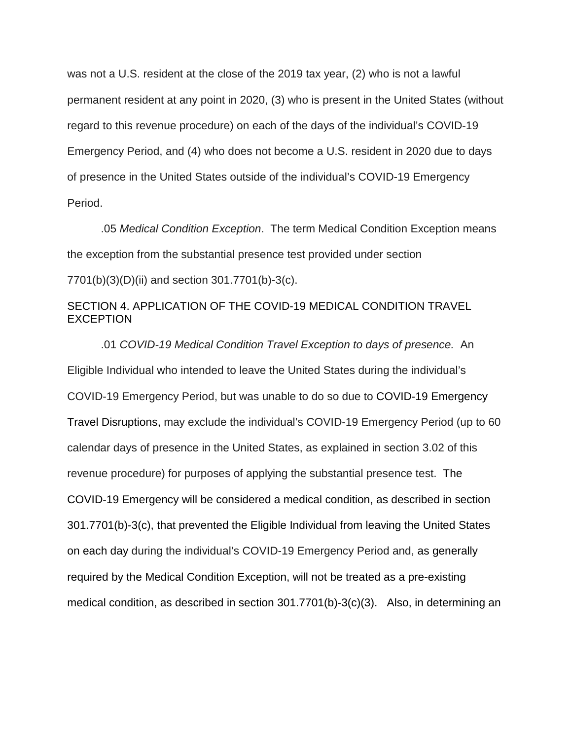was not a U.S. resident at the close of the 2019 tax year, (2) who is not a lawful permanent resident at any point in 2020, (3) who is present in the United States (without regard to this revenue procedure) on each of the days of the individual's COVID-19 Emergency Period, and (4) who does not become a U.S. resident in 2020 due to days of presence in the United States outside of the individual's COVID-19 Emergency Period.

.05 *Medical Condition Exception*. The term Medical Condition Exception means the exception from the substantial presence test provided under section 7701(b)(3)(D)(ii) and section 301.7701(b)-3(c).

## SECTION 4. APPLICATION OF THE COVID-19 MEDICAL CONDITION TRAVEL EXCEPTION

.01 *COVID-19 Medical Condition Travel Exception to days of presence.* An Eligible Individual who intended to leave the United States during the individual's COVID-19 Emergency Period, but was unable to do so due to COVID-19 Emergency Travel Disruptions, may exclude the individual's COVID-19 Emergency Period (up to 60 calendar days of presence in the United States, as explained in section 3.02 of this revenue procedure) for purposes of applying the substantial presence test. The COVID-19 Emergency will be considered a medical condition, as described in section 301.7701(b)-3(c), that prevented the Eligible Individual from leaving the United States on each day during the individual's COVID-19 Emergency Period and, as generally required by the Medical Condition Exception, will not be treated as a pre-existing medical condition, as described in section 301.7701(b)-3(c)(3). Also, in determining an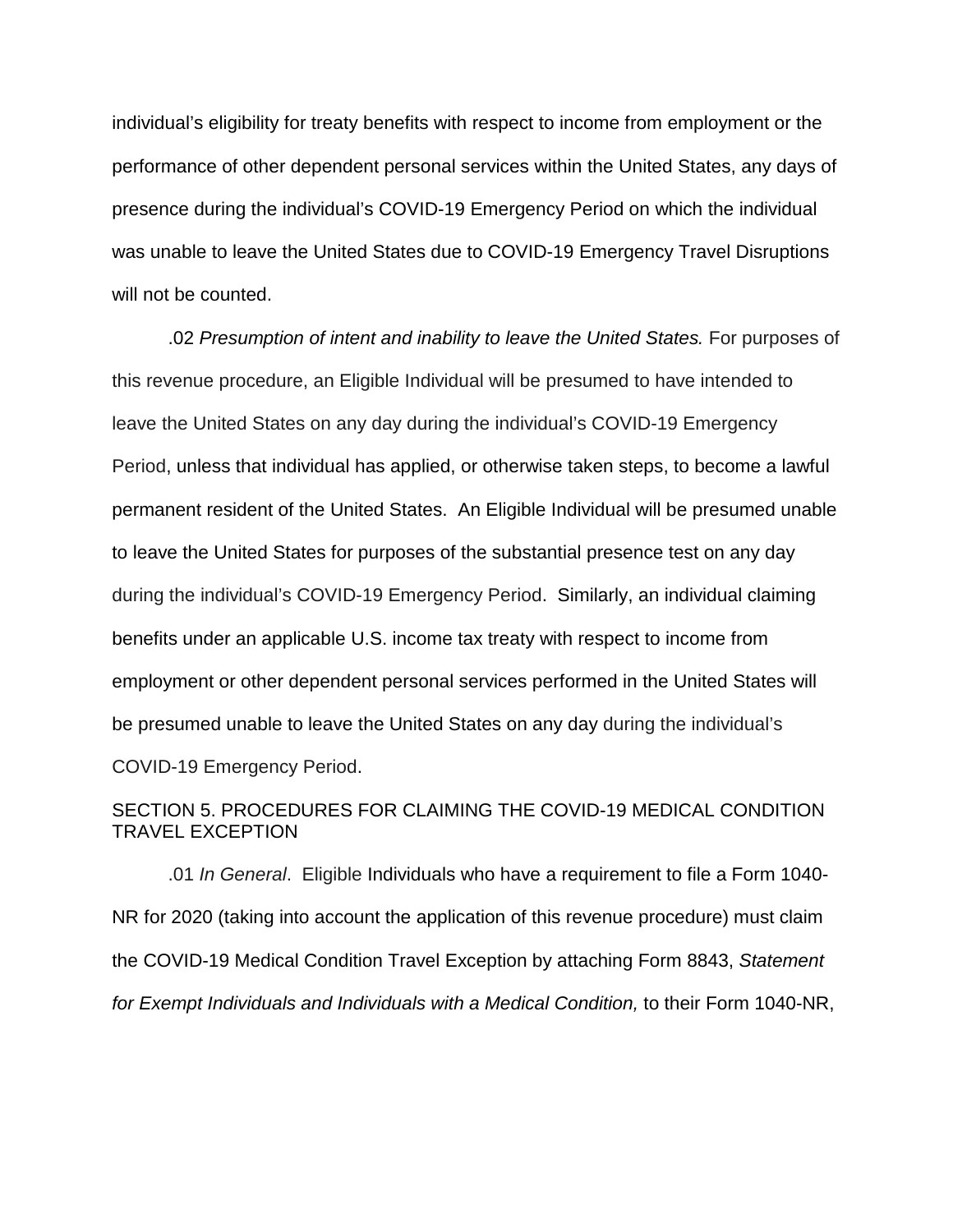individual's eligibility for treaty benefits with respect to income from employment or the performance of other dependent personal services within the United States, any days of presence during the individual's COVID-19 Emergency Period on which the individual was unable to leave the United States due to COVID-19 Emergency Travel Disruptions will not be counted.

.02 *Presumption of intent and inability to leave the United States.* For purposes of this revenue procedure, an Eligible Individual will be presumed to have intended to leave the United States on any day during the individual's COVID-19 Emergency Period, unless that individual has applied, or otherwise taken steps, to become a lawful permanent resident of the United States. An Eligible Individual will be presumed unable to leave the United States for purposes of the substantial presence test on any day during the individual's COVID-19 Emergency Period. Similarly, an individual claiming benefits under an applicable U.S. income tax treaty with respect to income from employment or other dependent personal services performed in the United States will be presumed unable to leave the United States on any day during the individual's COVID-19 Emergency Period.

## SECTION 5. PROCEDURES FOR CLAIMING THE COVID-19 MEDICAL CONDITION TRAVEL EXCEPTION

.01 *In General*. Eligible Individuals who have a requirement to file a Form 1040-NR for 2020 (taking into account the application of this revenue procedure) must claim the COVID-19 Medical Condition Travel Exception by attaching Form 8843, *Statement for Exempt Individuals and Individuals with a Medical Condition,* to their Form 1040-NR,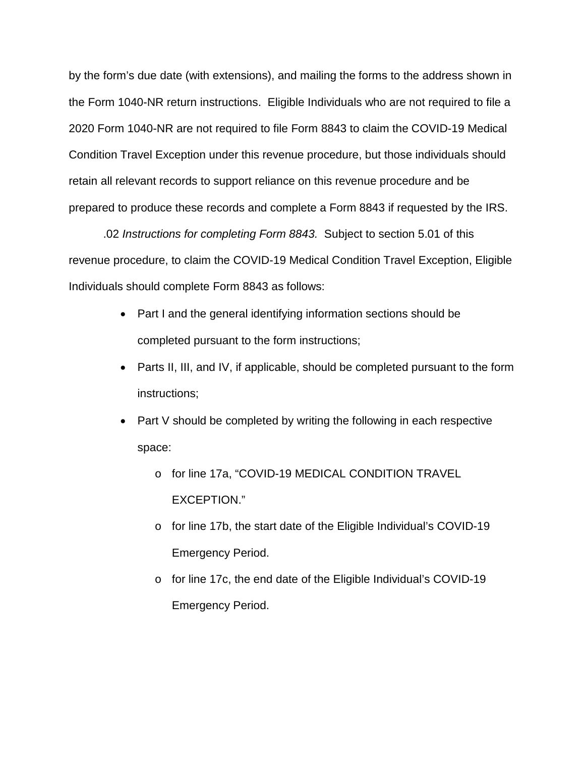by the form's due date (with extensions), and mailing the forms to the address shown in the Form 1040-NR return instructions. Eligible Individuals who are not required to file a 2020 Form 1040-NR are not required to file Form 8843 to claim the COVID-19 Medical Condition Travel Exception under this revenue procedure, but those individuals should retain all relevant records to support reliance on this revenue procedure and be prepared to produce these records and complete a Form 8843 if requested by the IRS.

.02 *Instructions for completing Form 8843.* Subject to section 5.01 of this revenue procedure, to claim the COVID-19 Medical Condition Travel Exception, Eligible Individuals should complete Form 8843 as follows:

- Part I and the general identifying information sections should be completed pursuant to the form instructions;
- Parts II, III, and IV, if applicable, should be completed pursuant to the form instructions;
- Part V should be completed by writing the following in each respective space:
    - for line 17a, "COVID-19 MEDICAL CONDITION TRAVEL EXCEPTION."
    - for line 17b, the start date of the Eligible Individual's COVID-19 Emergency Period.
    - for line 17c, the end date of the Eligible Individual's COVID-19 Emergency Period.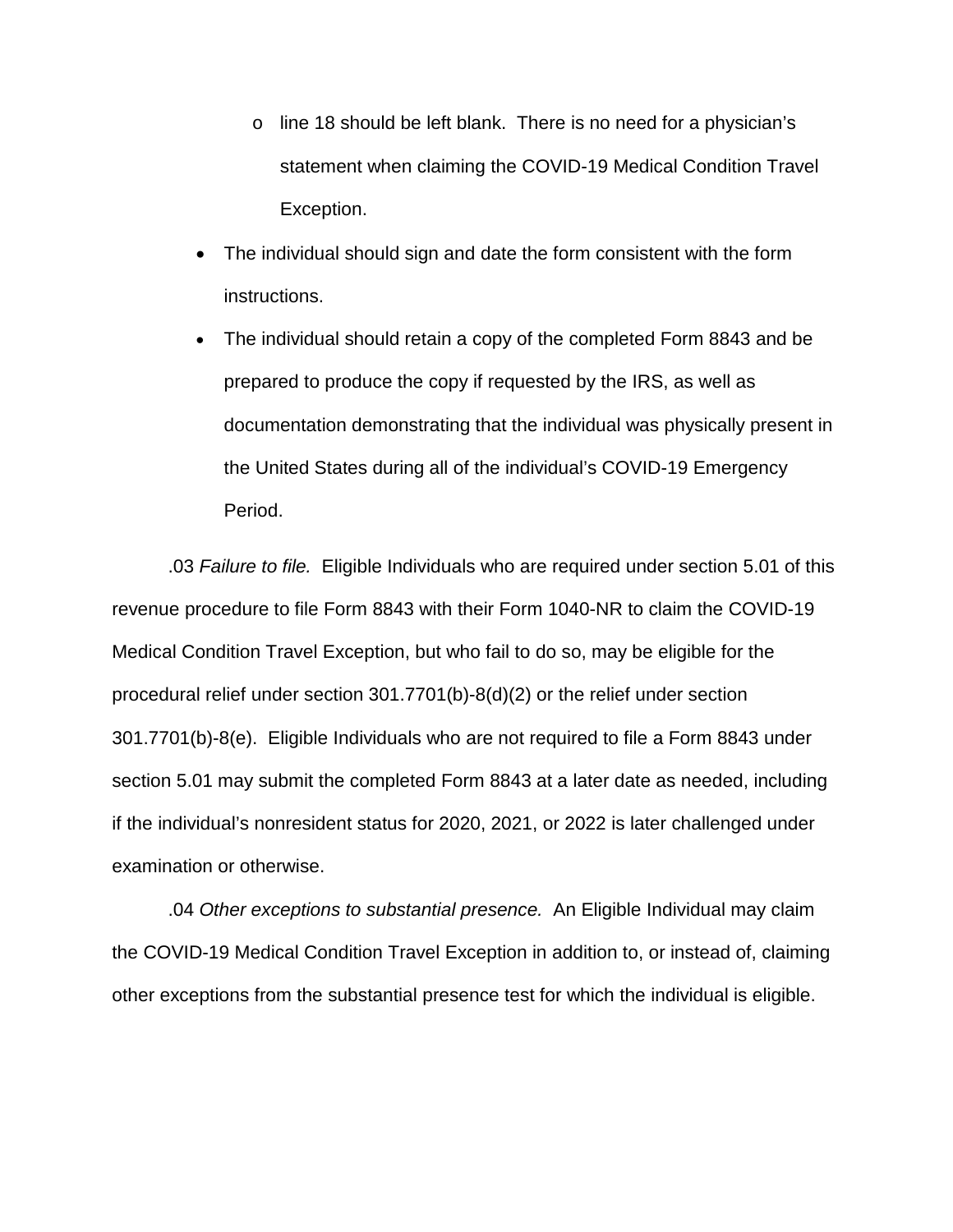- line 18 should be left blank. There is no need for a physician's statement when claiming the COVID-19 Medical Condition Travel Exception.
- The individual should sign and date the form consistent with the form instructions.
- The individual should retain a copy of the completed Form 8843 and be prepared to produce the copy if requested by the IRS, as well as documentation demonstrating that the individual was physically present in the United States during all of the individual's COVID-19 Emergency Period.

.03 *Failure to file.* Eligible Individuals who are required under section 5.01 of this revenue procedure to file Form 8843 with their Form 1040-NR to claim the COVID-19 Medical Condition Travel Exception, but who fail to do so, may be eligible for the procedural relief under section 301.7701(b)-8(d)(2) or the relief under section 301.7701(b)-8(e). Eligible Individuals who are not required to file a Form 8843 under section 5.01 may submit the completed Form 8843 at a later date as needed, including if the individual's nonresident status for 2020, 2021, or 2022 is later challenged under examination or otherwise.

.04 *Other exceptions to substantial presence.* An Eligible Individual may claim the COVID-19 Medical Condition Travel Exception in addition to, or instead of, claiming other exceptions from the substantial presence test for which the individual is eligible.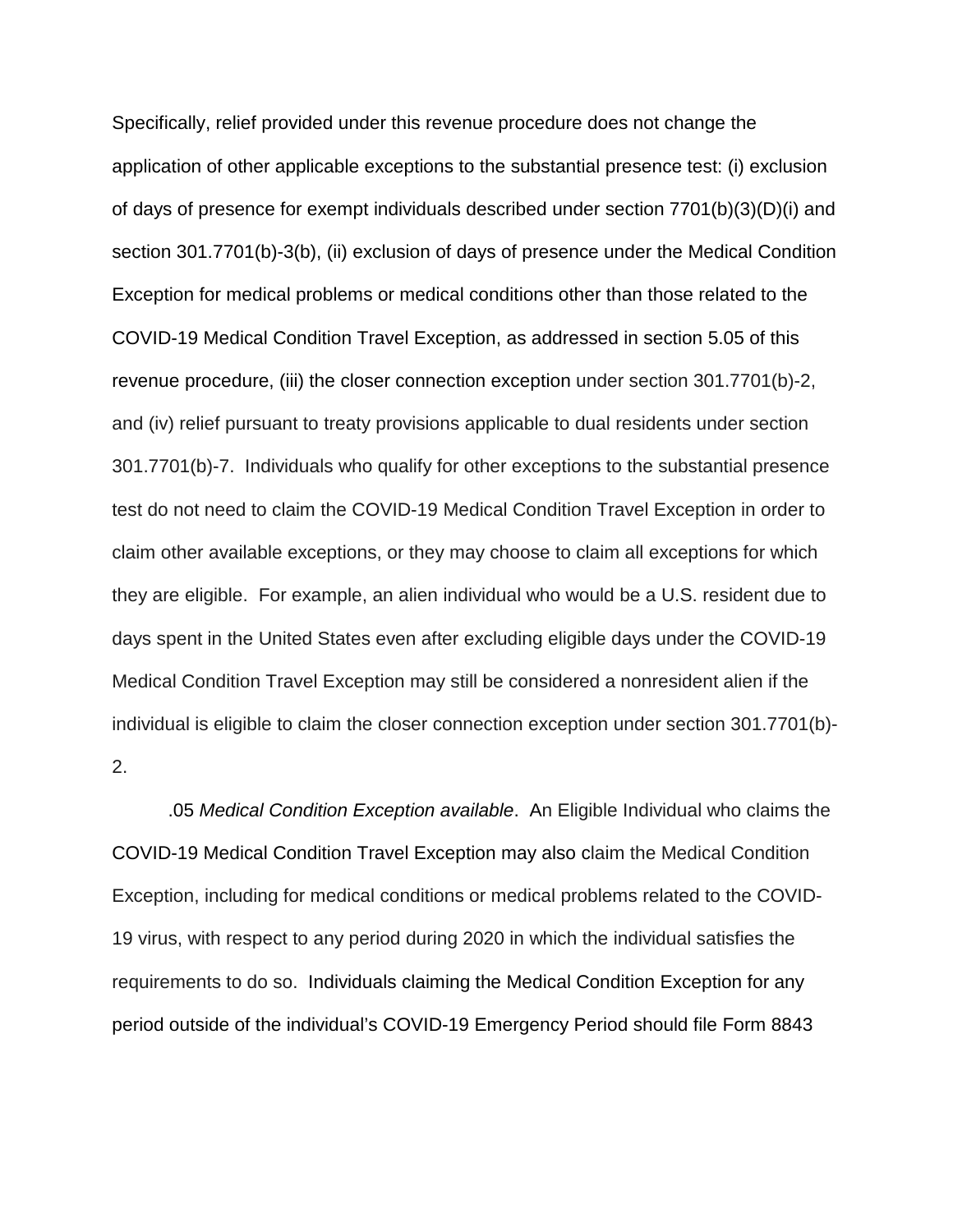Specifically, relief provided under this revenue procedure does not change the application of other applicable exceptions to the substantial presence test: (i) exclusion of days of presence for exempt individuals described under section 7701(b)(3)(D)(i) and section 301.7701(b)-3(b), (ii) exclusion of days of presence under the Medical Condition Exception for medical problems or medical conditions other than those related to the COVID-19 Medical Condition Travel Exception, as addressed in section 5.05 of this revenue procedure, (iii) the closer connection exception under section 301.7701(b)-2, and (iv) relief pursuant to treaty provisions applicable to dual residents under section 301.7701(b)-7. Individuals who qualify for other exceptions to the substantial presence test do not need to claim the COVID-19 Medical Condition Travel Exception in order to claim other available exceptions, or they may choose to claim all exceptions for which they are eligible. For example, an alien individual who would be a U.S. resident due to days spent in the United States even after excluding eligible days under the COVID-19 Medical Condition Travel Exception may still be considered a nonresident alien if the individual is eligible to claim the closer connection exception under section 301.7701(b)-2.

.05 *Medical Condition Exception available*. An Eligible Individual who claims the COVID-19 Medical Condition Travel Exception may also claim the Medical Condition Exception, including for medical conditions or medical problems related to the COVID-19 virus, with respect to any period during 2020 in which the individual satisfies the requirements to do so. Individuals claiming the Medical Condition Exception for any period outside of the individual's COVID-19 Emergency Period should file Form 8843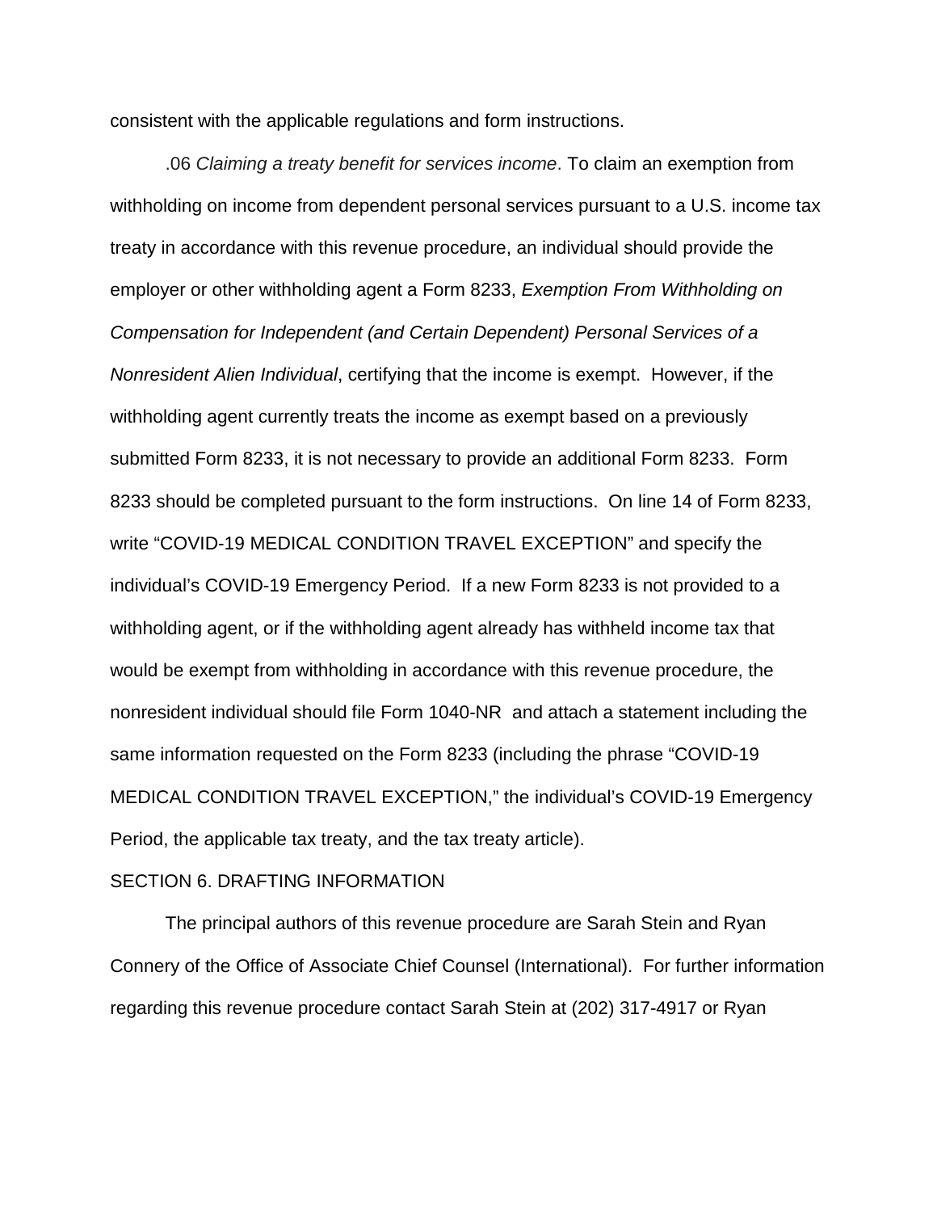consistent with the applicable regulations and form instructions.

.06 *Claiming a treaty benefit for services income*. To claim an exemption from withholding on income from dependent personal services pursuant to a U.S. income tax treaty in accordance with this revenue procedure, an individual should provide the employer or other withholding agent a Form 8233, *Exemption From Withholding on Compensation for Independent (and Certain Dependent) Personal Services of a Nonresident Alien Individual*, certifying that the income is exempt. However, if the withholding agent currently treats the income as exempt based on a previously submitted Form 8233, it is not necessary to provide an additional Form 8233. Form 8233 should be completed pursuant to the form instructions. On line 14 of Form 8233, write "COVID-19 MEDICAL CONDITION TRAVEL EXCEPTION" and specify the individual's COVID-19 Emergency Period. If a new Form 8233 is not provided to a withholding agent, or if the withholding agent already has withheld income tax that would be exempt from withholding in accordance with this revenue procedure, the nonresident individual should file Form 1040-NR and attach a statement including the same information requested on the Form 8233 (including the phrase "COVID-19 MEDICAL CONDITION TRAVEL EXCEPTION," the individual's COVID-19 Emergency Period, the applicable tax treaty, and the tax treaty article).

## SECTION 6. DRAFTING INFORMATION

The principal authors of this revenue procedure are Sarah Stein and Ryan Connery of the Office of Associate Chief Counsel (International). For further information regarding this revenue procedure contact Sarah Stein at (202) 317-4917 or Ryan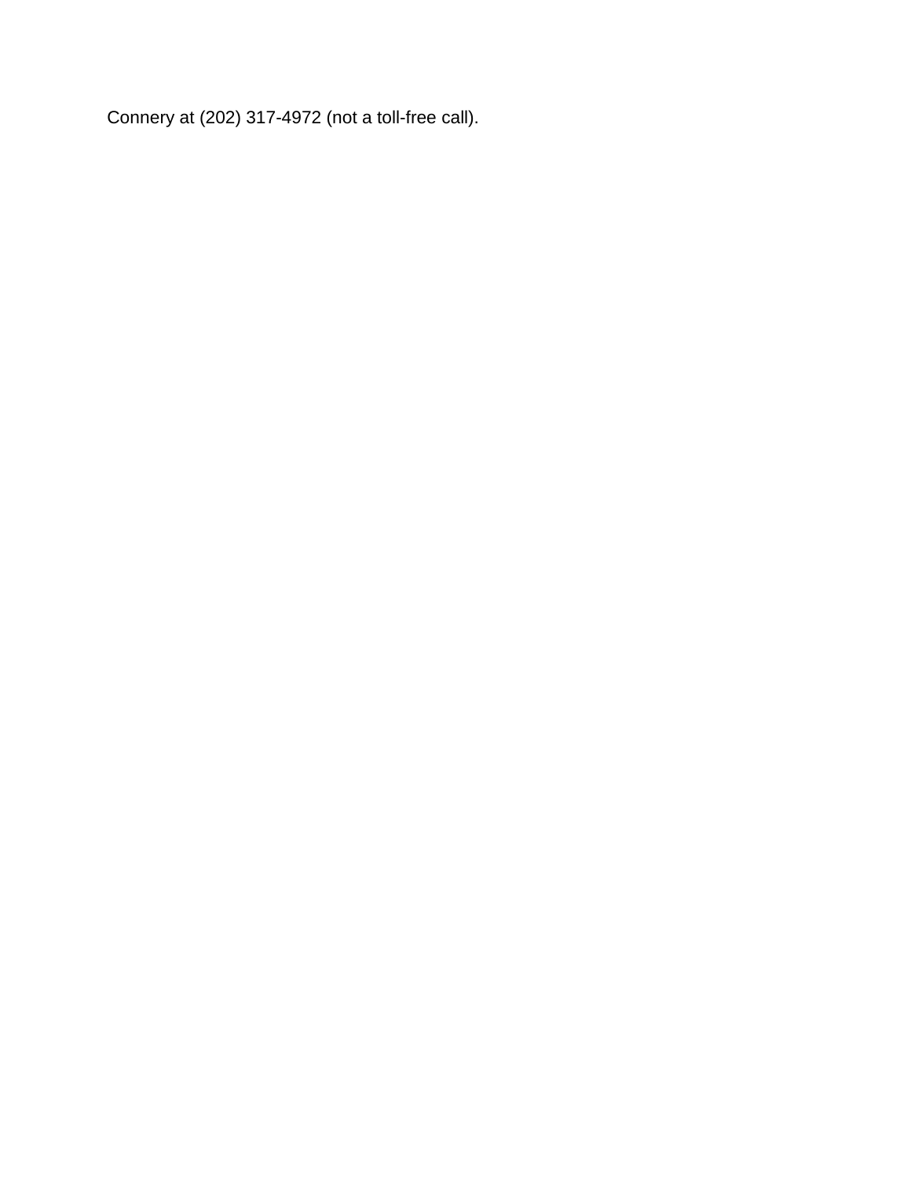Connery at (202) 317-4972 (not a toll-free call).